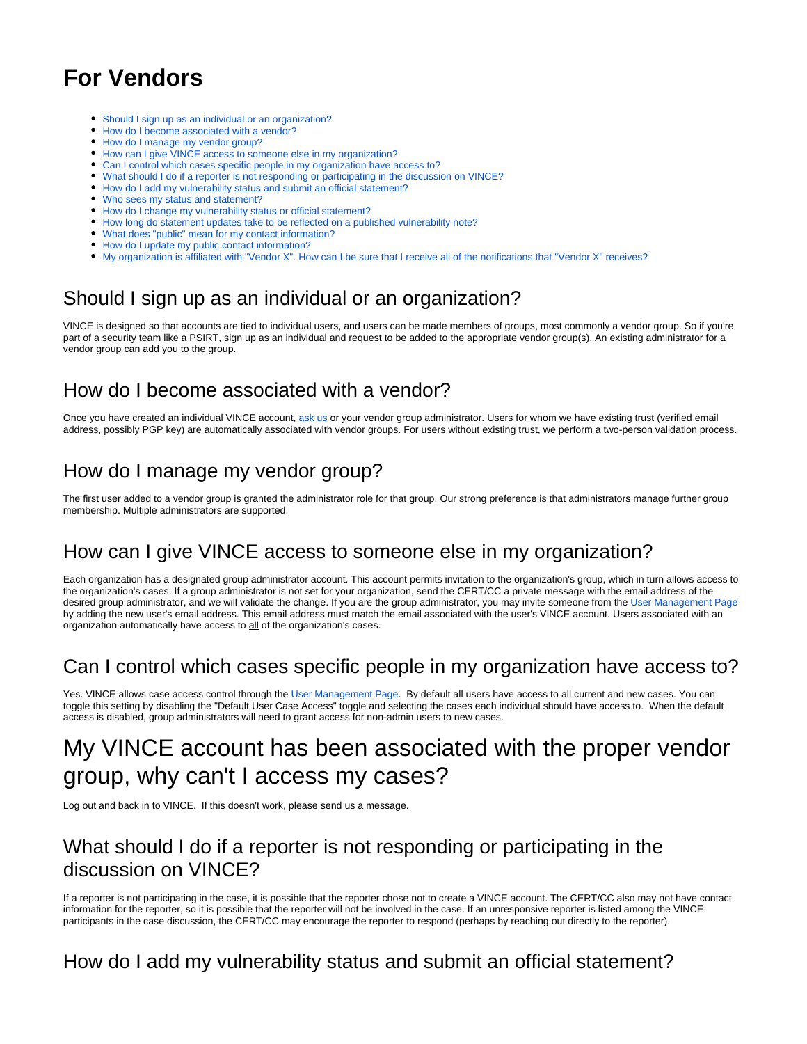# For Vendors

- Should I sign up as an individual or an organization?
- How do I become associated with a vendor?
- How do I manage my vendor group?
- How can I give VINCE access to someone else in my organization?
- Can I control which cases specific people in my organization have access to?
- What should I do if a reporter is not responding or participating in the discussion on VINCE?
- How do I add my vulnerability status and submit an official statement?
- Who sees my status and statement?
- How do I change my vulnerability status or official statement?
- How long do statement updates take to be reflected on a published vulnerability note?
- What does "public" mean for my contact information?
- How do I update my public contact information?
- My organization is affiliated with "Vendor X". How can I be sure that I receive all of the notifications that "Vendor X" receives?

## Should I sign up as an individual or an organization?

VINCE is designed so that accounts are tied to individual users, and users can be made members of groups, most commonly a vendor group. So if you're part of a security team like a PSIRT, sign up as an individual and request to be added to the appropriate vendor group(s). An existing administrator for a vendor group can add you to the group.

## How do I become associated with a vendor?

Once you have created an individual VINCE account, ask us or your vendor group administrator. Users for whom we have existing trust (verified email address, possibly PGP key) are automatically associated with vendor groups. For users without existing trust, we perform a two-person validation process.

## How do I manage my vendor group?

The first user added to a vendor group is granted the administrator role for that group. Our strong preference is that administrators manage further group membership. Multiple administrators are supported.

## How can I give VINCE access to someone else in my organization?

Each organization has a designated group administrator account. This account permits invitation to the organization's group, which in turn allows access to the organization's cases. If a group administrator is not set for your organization, send the CERT/CC a private message with the email address of the desired group administrator, and we will validate the change. If you are the group administrator, you may invite someone from the User Management Page by adding the new user's email address. This email address must match the email associated with the user's VINCE account. Users associated with an organization automatically have access to all of the organization's cases.

## Can I control which cases specific people in my organization have access to?

Yes. VINCE allows case access control through the User Management Page. By default all users have access to all current and new cases. You can toggle this setting by disabling the "Default User Case Access" toggle and selecting the cases each individual should have access to. When the default access is disabled, group administrators will need to grant access for non-admin users to new cases.

# My VINCE account has been associated with the proper vendor group, why can't I access my cases?

Log out and back in to VINCE. If this doesn't work, please send us a message.

## What should I do if a reporter is not responding or participating in the discussion on VINCE?

If a reporter is not participating in the case, it is possible that the reporter chose not to create a VINCE account. The CERT/CC also may not have contact information for the reporter, so it is possible that the reporter will not be involved in the case. If an unresponsive reporter is listed among the VINCE participants in the case discussion, the CERT/CC may encourage the reporter to respond (perhaps by reaching out directly to the reporter).

## How do I add my vulnerability status and submit an official statement?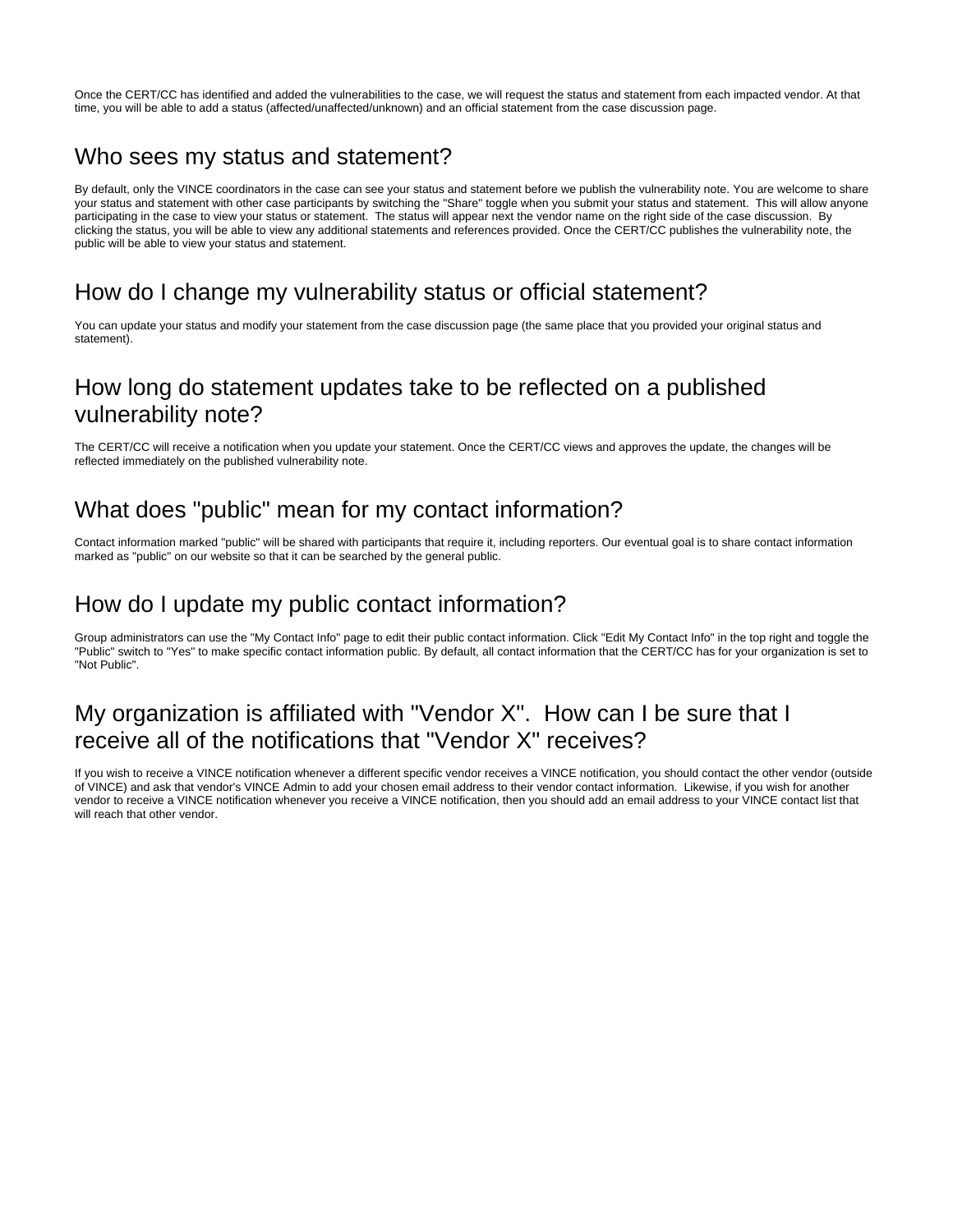Once the CERT/CC has identified and added the vulnerabilities to the case, we will request the status and statement from each impacted vendor. At that time, you will be able to add a status (affected/unaffected/unknown) and an official statement from the case discussion page.

## Who sees my status and statement?

By default, only the VINCE coordinators in the case can see your status and statement before we publish the vulnerability note. You are welcome to share your status and statement with other case participants by switching the "Share" toggle when you submit your status and statement. This will allow anyone participating in the case to view your status or statement. The status will appear next the vendor name on the right side of the case discussion. By clicking the status, you will be able to view any additional statements and references provided. Once the CERT/CC publishes the vulnerability note, the public will be able to view your status and statement.

## How do I change my vulnerability status or official statement?

You can update your status and modify your statement from the case discussion page (the same place that you provided your original status and statement).

## How long do statement updates take to be reflected on a published vulnerability note?

The CERT/CC will receive a notification when you update your statement. Once the CERT/CC views and approves the update, the changes will be reflected immediately on the published vulnerability note.

## What does "public" mean for my contact information?

Contact information marked "public" will be shared with participants that require it, including reporters. Our eventual goal is to share contact information marked as "public" on our website so that it can be searched by the general public.

## How do I update my public contact information?

Group administrators can use the "My Contact Info" page to edit their public contact information. Click "Edit My Contact Info" in the top right and toggle the "Public" switch to "Yes" to make specific contact information public. By default, all contact information that the CERT/CC has for your organization is set to "Not Public".

## My organization is affiliated with "Vendor X". How can I be sure that I receive all of the notifications that "Vendor X" receives?

If you wish to receive a VINCE notification whenever a different specific vendor receives a VINCE notification, you should contact the other vendor (outside of VINCE) and ask that vendor's VINCE Admin to add your chosen email address to their vendor contact information. Likewise, if you wish for another vendor to receive a VINCE notification whenever you receive a VINCE notification, then you should add an email address to your VINCE contact list that will reach that other vendor.